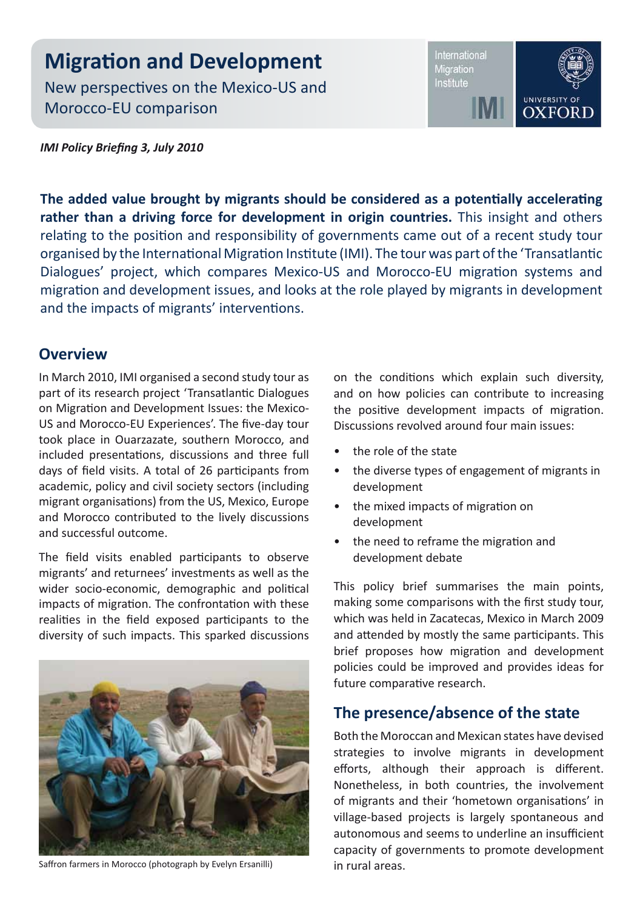# Migration and Development

New perspectives on the Mexico-US and Morocco-EU comparison

*IMI Policy Briefing 3, July 2010*

**The added value brought by migrants should be considered as a potentially accelerating rather than a driving force for development in origin countries.** This insight and others relating to the position and responsibility of governments came out of a recent study tour organised by the International Migration Institute (IMI). The tour was part of the 'Transatlantic Dialogues' project, which compares Mexico-US and Morocco-EU migration systems and migration and development issues, and looks at the role played by migrants in development and the impacts of migrants' interventions.

## Overview

In March 2010, IMI organised a second study tour as part of its research project 'Transatlantic Dialogues on Migration and Development Issues: the Mexico-US and Morocco-EU Experiences'. The five-day tour took place in Ouarzazate, southern Morocco, and included presentations, discussions and three full days of field visits. A total of 26 participants from academic, policy and civil society sectors (including migrant organisations) from the US, Mexico, Europe and Morocco contributed to the lively discussions and successful outcome.

The field visits enabled participants to observe migrants' and returnees' investments as well as the wider socio-economic, demographic and political impacts of migration. The confrontation with these realities in the field exposed participants to the diversity of such impacts. This sparked discussions on the conditions which explain such diversity, and on how policies can contribute to increasing the positive development impacts of migration. Discussions revolved around four main issues:

- the role of the state
- the diverse types of engagement of migrants in development
- the mixed impacts of migration on development
- the need to reframe the migration and development debate

Saffron farmers in Morocco (photograph by Evelyn Ersanilli)

This policy brief summarises the main points, making some comparisons with the first study tour, which was held in Zacatecas, Mexico in March 2009 and attended by mostly the same participants. This brief proposes how migration and development policies could be improved and provides ideas for future comparative research.

## The presence/absence of the state

Both the Moroccan and Mexican states have devised strategies to involve migrants in development efforts, although their approach is different. Nonetheless, in both countries, the involvement of migrants and their 'hometown organisations' in village-based projects is largely spontaneous and autonomous and seems to underline an insufficient capacity of governments to promote development in rural areas.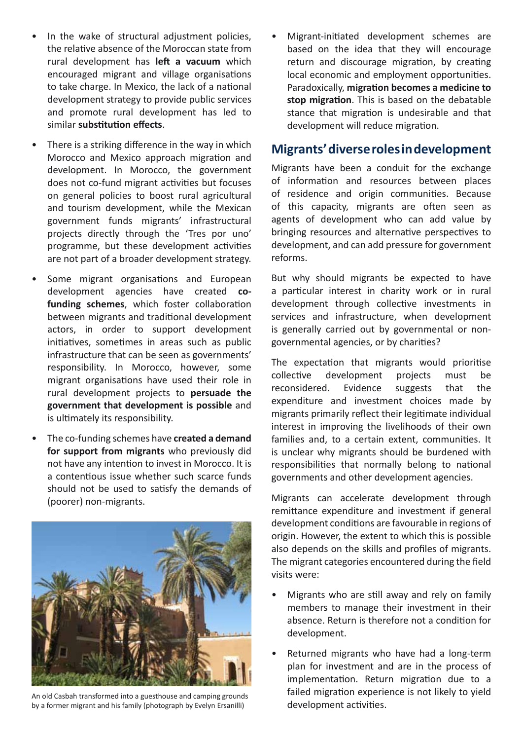- In the wake of structural adjustment policies, the relative absence of the Moroccan state from rural development has **left a vacuum** which encouraged migrant and village organisations to take charge. In Mexico, the lack of a national development strategy to provide public services and promote rural development has led to similar **substitution effects**.
- There is a striking difference in the way in which Morocco and Mexico approach migration and development. In Morocco, the government does not co-fund migrant activities but focuses on general policies to boost rural agricultural and tourism development, while the Mexican government funds migrants' infrastructural projects directly through the 'Tres por uno' programme, but these development activities are not part of a broader development strategy.
- Some migrant organisations and European development agencies have created **co-funding schemes**, which foster collaboration between migrants and traditional development actors, in order to support development initiatives, sometimes in areas such as public infrastructure that can be seen as governments' responsibility. In Morocco, however, some migrant organisations have used their role in rural development projects to **persuade the government that development is possible** and is ultimately its responsibility.
- The co-funding schemes have **created a demand for support from migrants** who previously did not have any intention to invest in Morocco. It is a contentious issue whether such scarce funds should not be used to satisfy the demands of (poorer) non-migrants.

An old Casbah transformed into a guesthouse and camping grounds by a former migrant and his family (photograph by Evelyn Ersanilli)

- Migrant-initiated development schemes are based on the idea that they will encourage return and discourage migration, by creating local economic and employment opportunities. Paradoxically, **migration becomes a medicine to stop migration**. This is based on the debatable stance that migration is undesirable and that development will reduce migration.

## Migrants' diverse roles in development

Migrants have been a conduit for the exchange of information and resources between places of residence and origin communities. Because of this capacity, migrants are often seen as agents of development who can add value by bringing resources and alternative perspectives to development, and can add pressure for government reforms.

But why should migrants be expected to have a particular interest in charity work or in rural development through collective investments in services and infrastructure, when development is generally carried out by governmental or non-governmental agencies, or by charities?

The expectation that migrants would prioritise collective development projects must be reconsidered. Evidence suggests that the expenditure and investment choices made by migrants primarily reflect their legitimate individual interest in improving the livelihoods of their own families and, to a certain extent, communities. It is unclear why migrants should be burdened with responsibilities that normally belong to national governments and other development agencies.

Migrants can accelerate development through remittance expenditure and investment if general development conditions are favourable in regions of origin. However, the extent to which this is possible also depends on the skills and profiles of migrants. The migrant categories encountered during the field visits were:

- Migrants who are still away and rely on family members to manage their investment in their absence. Return is therefore not a condition for development.
- Returned migrants who have had a long-term plan for investment and are in the process of implementation. Return migration due to a failed migration experience is not likely to yield development activities.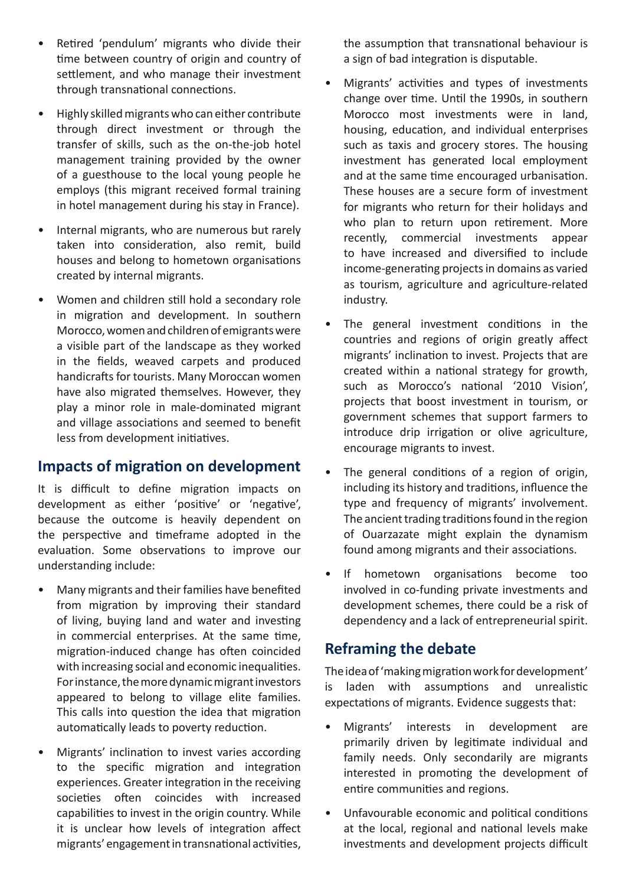- Retired 'pendulum' migrants who divide their time between country of origin and country of settlement, and who manage their investment through transnational connections.
- Highly skilled migrants who can either contribute through direct investment or through the transfer of skills, such as the on-the-job hotel management training provided by the owner of a guesthouse to the local young people he employs (this migrant received formal training in hotel management during his stay in France).
- Internal migrants, who are numerous but rarely taken into consideration, also remit, build houses and belong to hometown organisations created by internal migrants.
- Women and children still hold a secondary role in migration and development. In southern Morocco, women and children of emigrants were a visible part of the landscape as they worked in the fields, weaved carpets and produced handicrafts for tourists. Many Moroccan women have also migrated themselves. However, they play a minor role in male-dominated migrant and village associations and seemed to benefit less from development initiatives.

## Impacts of migration on development

It is difficult to define migration impacts on development as either 'positive' or 'negative', because the outcome is heavily dependent on the perspective and timeframe adopted in the evaluation. Some observations to improve our understanding include:

- Many migrants and their families have benefited from migration by improving their standard of living, buying land and water and investing in commercial enterprises. At the same time, migration-induced change has often coincided with increasing social and economic inequalities. For instance, the more dynamic migrant investors appeared to belong to village elite families. This calls into question the idea that migration automatically leads to poverty reduction.
- Migrants' inclination to invest varies according to the specific migration and integration experiences. Greater integration in the receiving societies often coincides with increased capabilities to invest in the origin country. While it is unclear how levels of integration affect migrants' engagement in transnational activities, the assumption that transnational behaviour is a sign of bad integration is disputable.
- Migrants' activities and types of investments change over time. Until the 1990s, in southern Morocco most investments were in land, housing, education, and individual enterprises such as taxis and grocery stores. The housing investment has generated local employment and at the same time encouraged urbanisation. These houses are a secure form of investment for migrants who return for their holidays and who plan to return upon retirement. More recently, commercial investments appear to have increased and diversified to include income-generating projects in domains as varied as tourism, agriculture and agriculture-related industry.
- The general investment conditions in the countries and regions of origin greatly affect migrants' inclination to invest. Projects that are created within a national strategy for growth, such as Morocco's national '2010 Vision', projects that boost investment in tourism, or government schemes that support farmers to introduce drip irrigation or olive agriculture, encourage migrants to invest.
- The general conditions of a region of origin, including its history and traditions, influence the type and frequency of migrants' involvement. The ancient trading traditions found in the region of Ouarzazate might explain the dynamism found among migrants and their associations.
- If hometown organisations become too involved in co-funding private investments and development schemes, there could be a risk of dependency and a lack of entrepreneurial spirit.

## Reframing the debate

The idea of 'making migration work for development' is laden with assumptions and unrealistic expectations of migrants. Evidence suggests that:

- Migrants' interests in development are primarily driven by legitimate individual and family needs. Only secondarily are migrants interested in promoting the development of entire communities and regions.
- Unfavourable economic and political conditions at the local, regional and national levels make investments and development projects difficult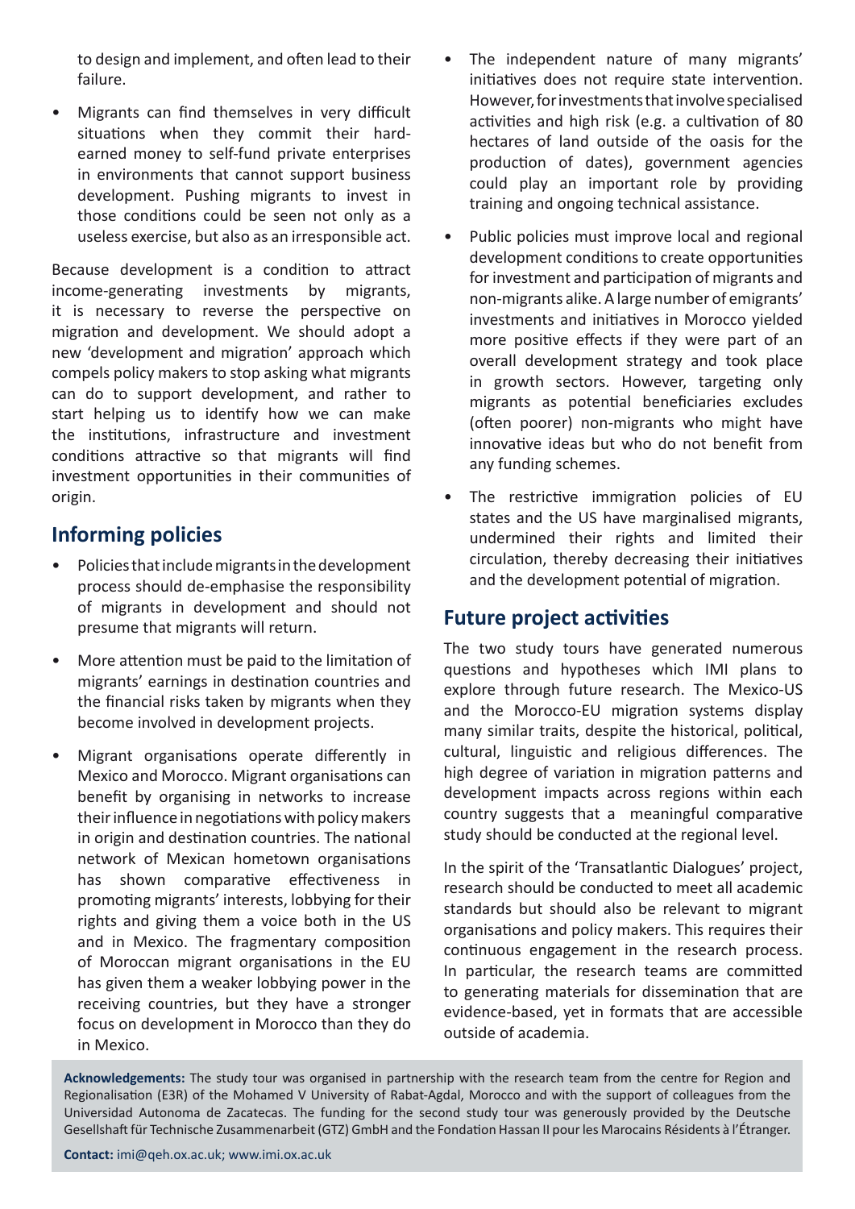to design and implement, and often lead to their failure.

- Migrants can find themselves in very difficult situations when they commit their hard-earned money to self-fund private enterprises in environments that cannot support business development. Pushing migrants to invest in those conditions could be seen not only as a useless exercise, but also as an irresponsible act.

Because development is a condition to attract income-generating investments by migrants, it is necessary to reverse the perspective on migration and development. We should adopt a new 'development and migration' approach which compels policy makers to stop asking what migrants can do to support development, and rather to start helping us to identify how we can make the institutions, infrastructure and investment conditions attractive so that migrants will find investment opportunities in their communities of origin.

## Informing policies

- Policies that include migrants in the development process should de-emphasise the responsibility of migrants in development and should not presume that migrants will return.
- More attention must be paid to the limitation of migrants' earnings in destination countries and the financial risks taken by migrants when they become involved in development projects.
- Migrant organisations operate differently in Mexico and Morocco. Migrant organisations can benefit by organising in networks to increase their influence in negotiations with policy makers in origin and destination countries. The national network of Mexican hometown organisations has shown comparative effectiveness in promoting migrants' interests, lobbying for their rights and giving them a voice both in the US and in Mexico. The fragmentary composition of Moroccan migrant organisations in the EU has given them a weaker lobbying power in the receiving countries, but they have a stronger focus on development in Morocco than they do in Mexico.
- The independent nature of many migrants' initiatives does not require state intervention. However, for investments that involve specialised activities and high risk (e.g. a cultivation of 80 hectares of land outside of the oasis for the production of dates), government agencies could play an important role by providing training and ongoing technical assistance.
- Public policies must improve local and regional development conditions to create opportunities for investment and participation of migrants and non-migrants alike. A large number of emigrants' investments and initiatives in Morocco yielded more positive effects if they were part of an overall development strategy and took place in growth sectors. However, targeting only migrants as potential beneficiaries excludes (often poorer) non-migrants who might have innovative ideas but who do not benefit from any funding schemes.
- The restrictive immigration policies of EU states and the US have marginalised migrants, undermined their rights and limited their circulation, thereby decreasing their initiatives and the development potential of migration.

## Future project activities

The two study tours have generated numerous questions and hypotheses which IMI plans to explore through future research. The Mexico-US and the Morocco-EU migration systems display many similar traits, despite the historical, political, cultural, linguistic and religious differences. The high degree of variation in migration patterns and development impacts across regions within each country suggests that a meaningful comparative study should be conducted at the regional level.

In the spirit of the 'Transatlantic Dialogues' project, research should be conducted to meet all academic standards but should also be relevant to migrant organisations and policy makers. This requires their continuous engagement in the research process. In particular, the research teams are committed to generating materials for dissemination that are evidence-based, yet in formats that are accessible outside of academia.

**Acknowledgements:** The study tour was organised in partnership with the research team from the centre for Region and Regionalisation (E3R) of the Mohamed V University of Rabat-Agdal, Morocco and with the support of colleagues from the Universidad Autonoma de Zacatecas. The funding for the second study tour was generously provided by the Deutsche Gesellshaft für Technische Zusammenarbeit (GTZ) GmbH and the Fondation Hassan II pour les Marocains Résidents à l'Étranger.

**Contact:** imi@qeh.ox.ac.uk; www.imi.ox.ac.uk